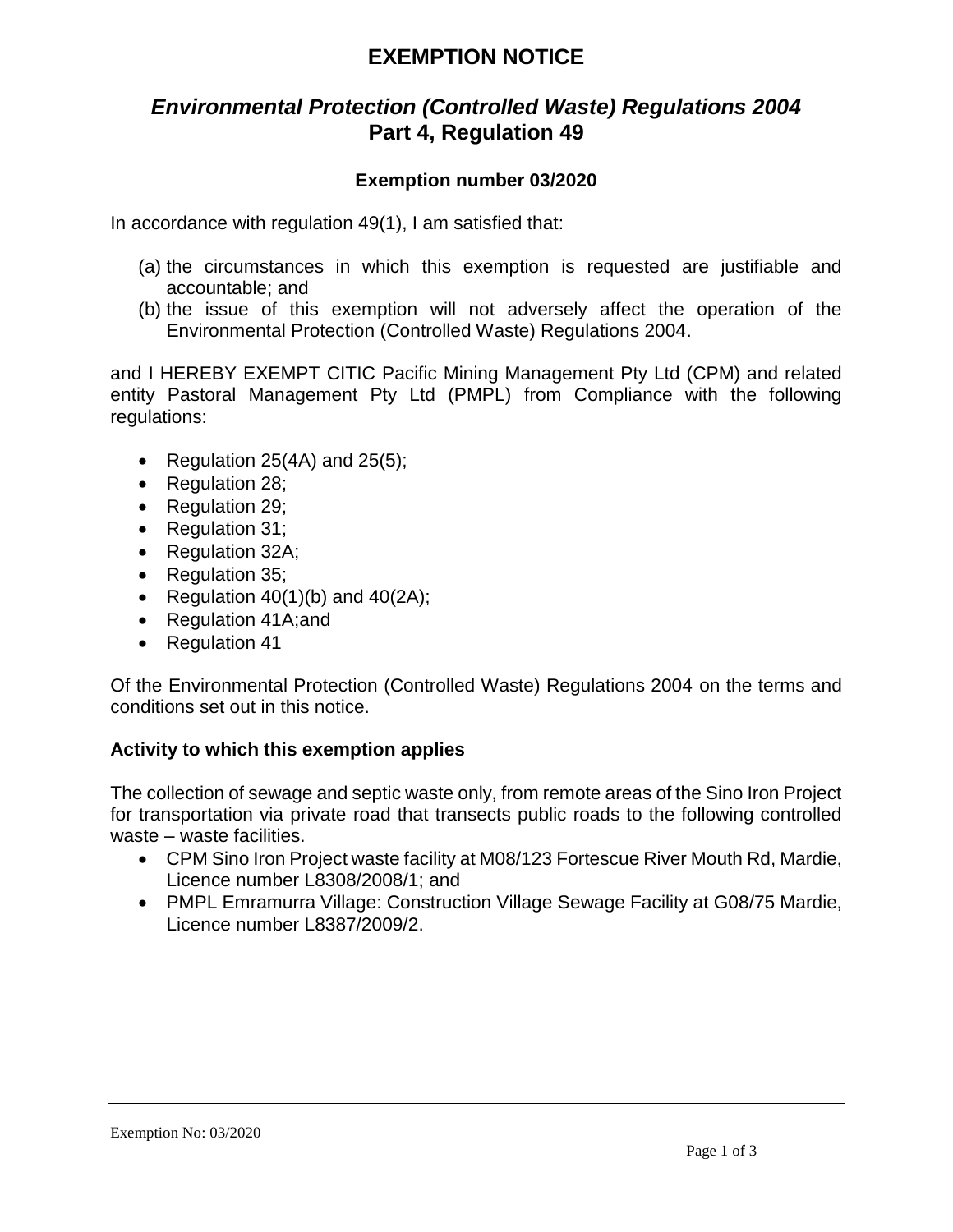# EXEMPTION NOTICE

## *Environmental Protection (Controlled Waste) Regulations 2004*
## Part 4, Regulation 49

### Exemption number 03/2020

In accordance with regulation 49(1), I am satisfied that:

(a) the circumstances in which this exemption is requested are justifiable and accountable; and
(b) the issue of this exemption will not adversely affect the operation of the Environmental Protection (Controlled Waste) Regulations 2004.

and I HEREBY EXEMPT CITIC Pacific Mining Management Pty Ltd (CPM) and related entity Pastoral Management Pty Ltd (PMPL) from Compliance with the following regulations:

- Regulation 25(4A) and 25(5);
- Regulation 28;
- Regulation 29;
- Regulation 31;
- Regulation 32A;
- Regulation 35;
- Regulation 40(1)(b) and 40(2A);
- Regulation 41A;and
- Regulation 41

Of the Environmental Protection (Controlled Waste) Regulations 2004 on the terms and conditions set out in this notice.

**Activity to which this exemption applies**

The collection of sewage and septic waste only, from remote areas of the Sino Iron Project for transportation via private road that transects public roads to the following controlled waste – waste facilities.

- CPM Sino Iron Project waste facility at M08/123 Fortescue River Mouth Rd, Mardie, Licence number L8308/2008/1; and
- PMPL Emramurra Village: Construction Village Sewage Facility at G08/75 Mardie, Licence number L8387/2009/2.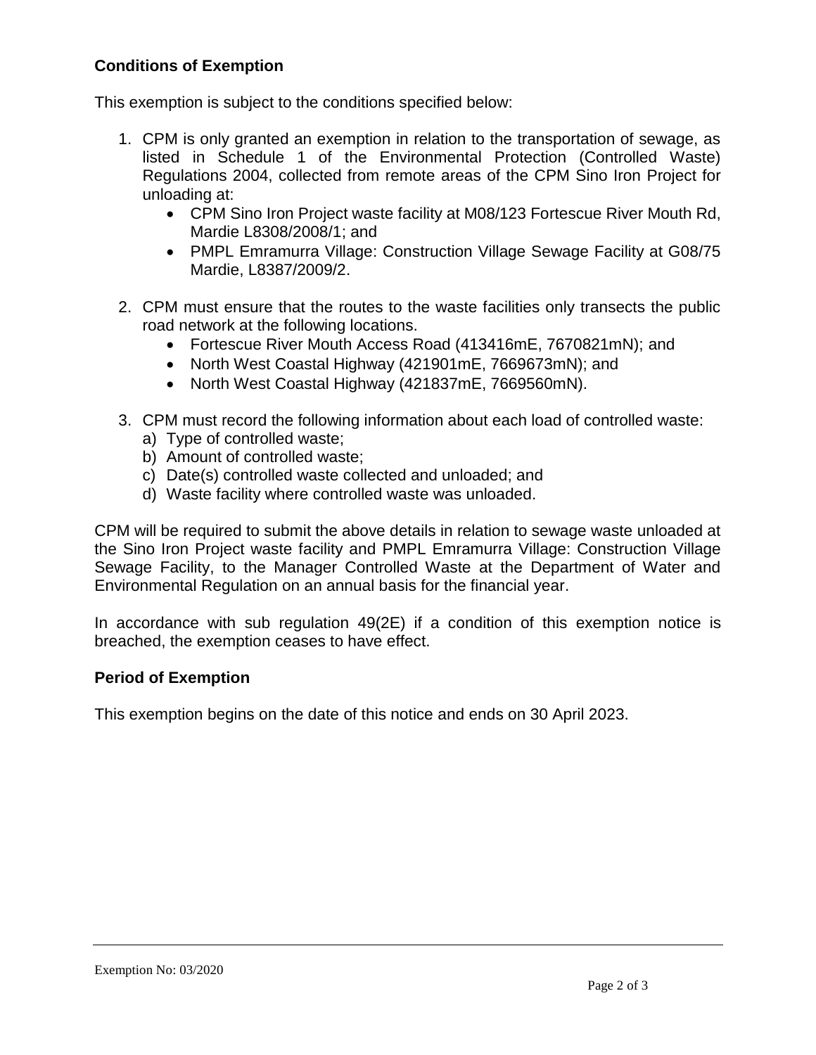**Conditions of Exemption**

This exemption is subject to the conditions specified below:

1. CPM is only granted an exemption in relation to the transportation of sewage, as listed in Schedule 1 of the Environmental Protection (Controlled Waste) Regulations 2004, collected from remote areas of the CPM Sino Iron Project for unloading at:
   - CPM Sino Iron Project waste facility at M08/123 Fortescue River Mouth Rd, Mardie L8308/2008/1; and
   - PMPL Emramurra Village: Construction Village Sewage Facility at G08/75 Mardie, L8387/2009/2.

2. CPM must ensure that the routes to the waste facilities only transects the public road network at the following locations.
   - Fortescue River Mouth Access Road (413416mE, 7670821mN); and
   - North West Coastal Highway (421901mE, 7669673mN); and
   - North West Coastal Highway (421837mE, 7669560mN).

3. CPM must record the following information about each load of controlled waste:
   a) Type of controlled waste;
   b) Amount of controlled waste;
   c) Date(s) controlled waste collected and unloaded; and
   d) Waste facility where controlled waste was unloaded.

CPM will be required to submit the above details in relation to sewage waste unloaded at the Sino Iron Project waste facility and PMPL Emramurra Village: Construction Village Sewage Facility, to the Manager Controlled Waste at the Department of Water and Environmental Regulation on an annual basis for the financial year.

In accordance with sub regulation 49(2E) if a condition of this exemption notice is breached, the exemption ceases to have effect.

**Period of Exemption**

This exemption begins on the date of this notice and ends on 30 April 2023.

Exemption No: 03/2020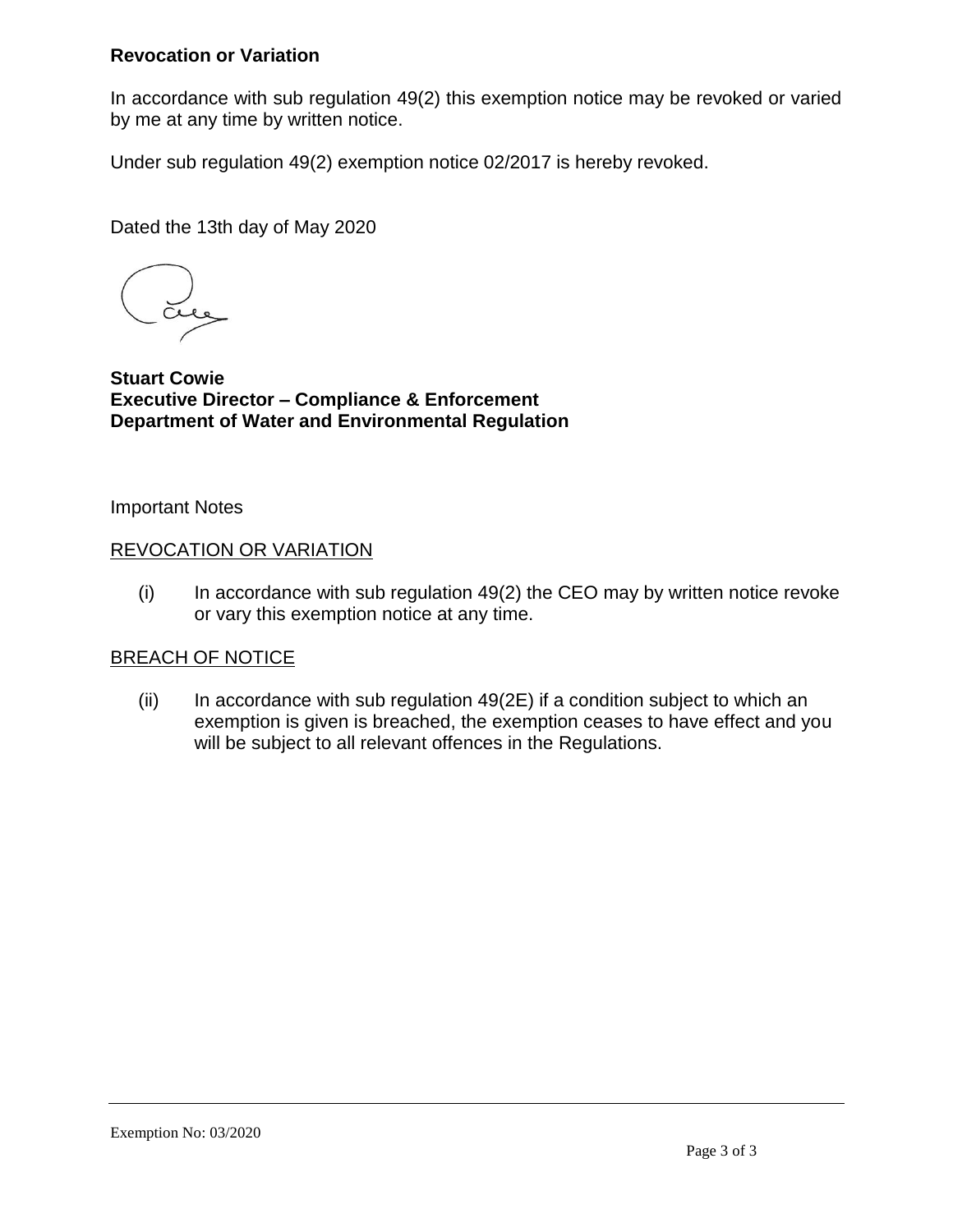**Revocation or Variation**

In accordance with sub regulation 49(2) this exemption notice may be revoked or varied by me at any time by written notice.

Under sub regulation 49(2) exemption notice 02/2017 is hereby revoked.

Dated the 13th day of May 2020

**Stuart Cowie**
**Executive Director – Compliance & Enforcement**
**Department of Water and Environmental Regulation**

Important Notes

REVOCATION OR VARIATION

(i) In accordance with sub regulation 49(2) the CEO may by written notice revoke or vary this exemption notice at any time.

BREACH OF NOTICE

(ii) In accordance with sub regulation 49(2E) if a condition subject to which an exemption is given is breached, the exemption ceases to have effect and you will be subject to all relevant offences in the Regulations.

Exemption No: 03/2020